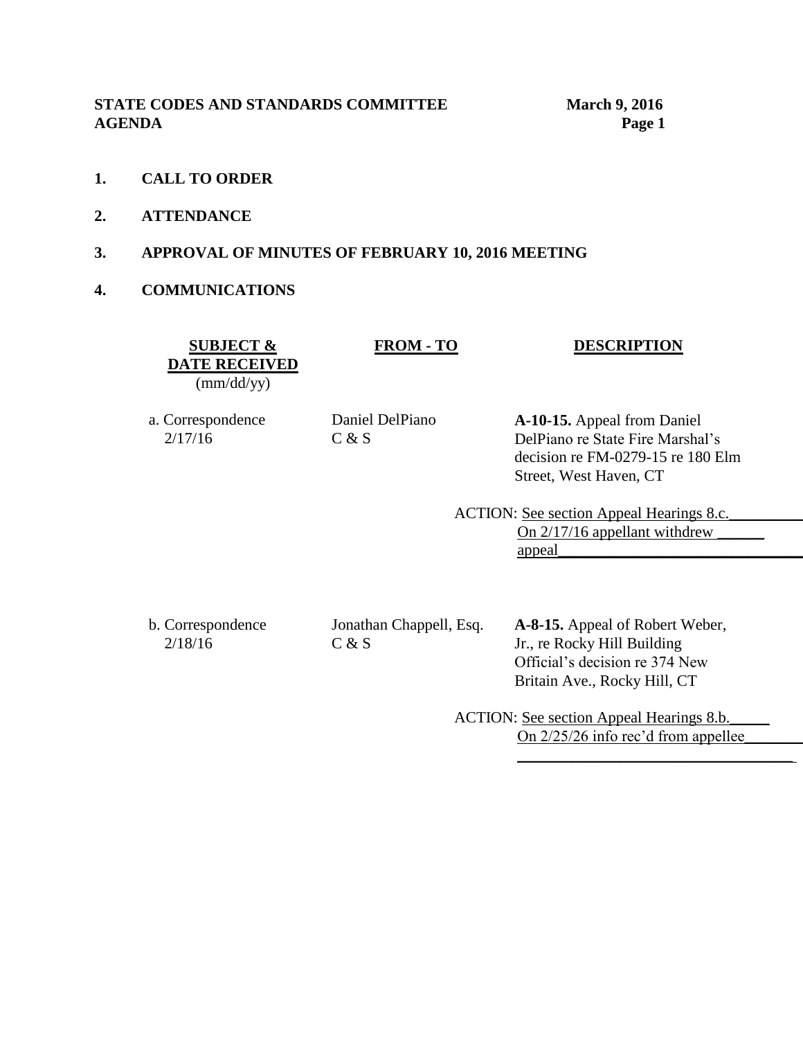**STATE CODES AND STANDARDS COMMITTEE** **March 9, 2016**
**AGENDA**

1. **CALL TO ORDER**

2. **ATTENDANCE**

3. **APPROVAL OF MINUTES OF FEBRUARY 10, 2016 MEETING**

4. **COMMUNICATIONS**

| SUBJECT & DATE RECEIVED (mm/dd/yy) | FROM - TO | DESCRIPTION |
|---|---|---|
| a. Correspondence 2/17/16 | Daniel DelPiano C & S | **A-10-15.** Appeal from Daniel DelPiano re State Fire Marshal's decision re FM-0279-15 re 180 Elm Street, West Haven, CT |
| | | ACTION: See section Appeal Hearings 8.c. On 2/17/16 appellant withdrew appeal |
| b. Correspondence 2/18/16 | Jonathan Chappell, Esq. C & S | **A-8-15.** Appeal of Robert Weber, Jr., re Rocky Hill Building Official's decision re 374 New Britain Ave., Rocky Hill, CT |
| | | ACTION: See section Appeal Hearings 8.b. On 2/25/26 info rec'd from appellee |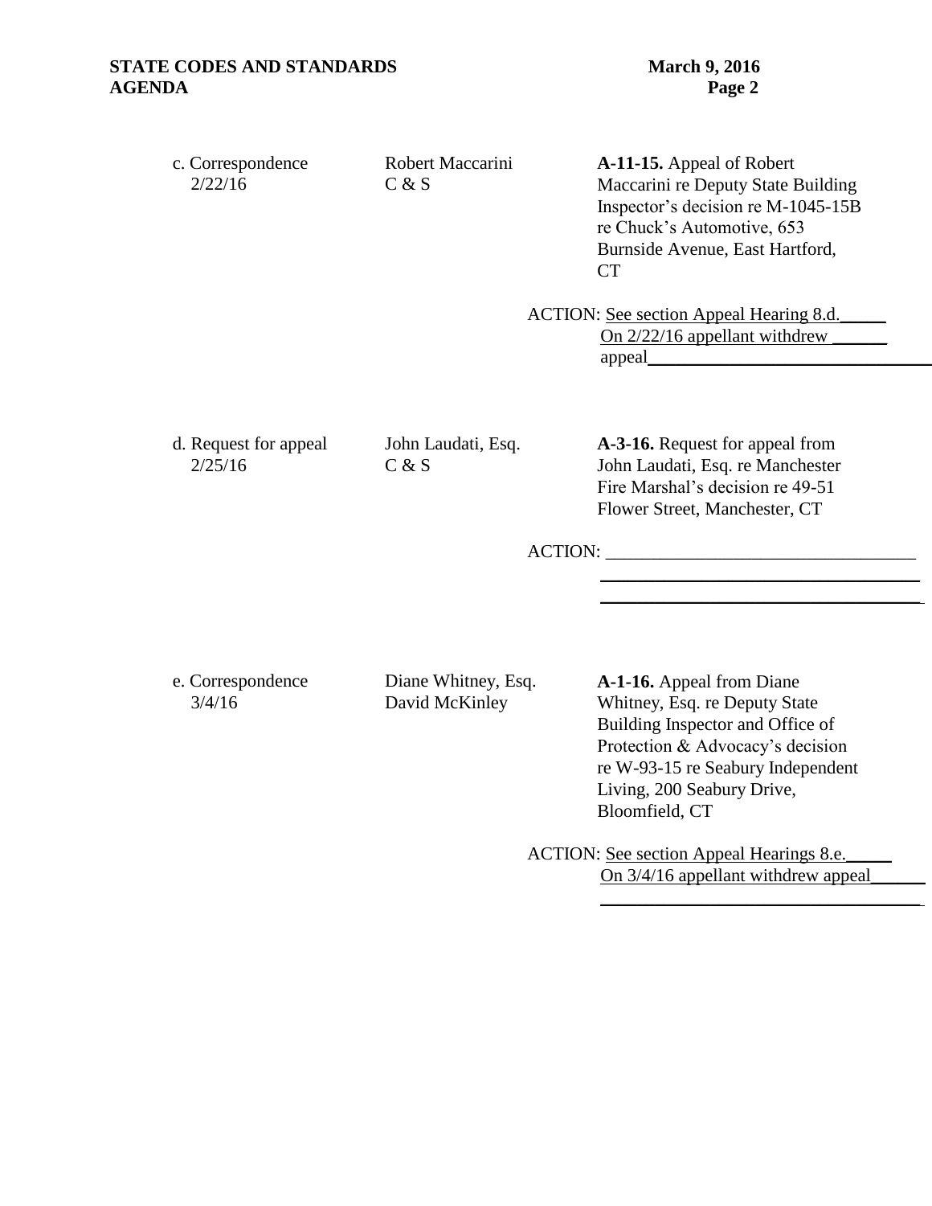c. Correspondence
2/22/16

Robert Maccarini
C & S

**A-11-15.** Appeal of Robert Maccarini re Deputy State Building Inspector's decision re M-1045-15B re Chuck's Automotive, 653 Burnside Avenue, East Hartford, CT

ACTION: See section Appeal Hearing 8.d. On 2/22/16 appellant withdrew appeal

d. Request for appeal
2/25/16

John Laudati, Esq.
C & S

**A-3-16.** Request for appeal from John Laudati, Esq. re Manchester Fire Marshal's decision re 49-51 Flower Street, Manchester, CT

ACTION: ________________________________

e. Correspondence
3/4/16

Diane Whitney, Esq.
David McKinley

**A-1-16.** Appeal from Diane Whitney, Esq. re Deputy State Building Inspector and Office of Protection & Advocacy's decision re W-93-15 re Seabury Independent Living, 200 Seabury Drive, Bloomfield, CT

ACTION: See section Appeal Hearings 8.e. On 3/4/16 appellant withdrew appeal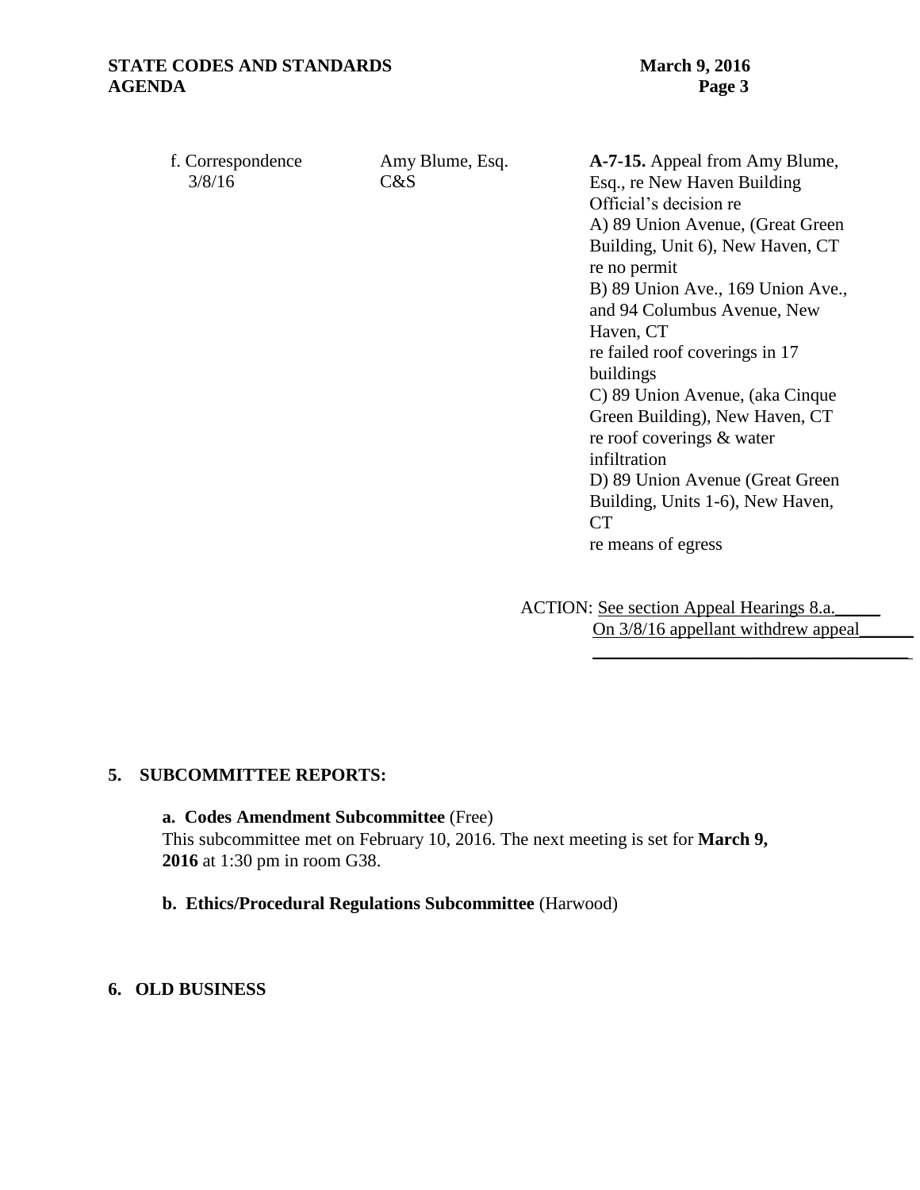| f. Correspondence 3/8/16 | Amy Blume, Esq. C&S | **A-7-15.** Appeal from Amy Blume, Esq., re New Haven Building Official's decision re<br>A) 89 Union Avenue, (Great Green Building, Unit 6), New Haven, CT re no permit<br>B) 89 Union Ave., 169 Union Ave., and 94 Columbus Avenue, New Haven, CT re failed roof coverings in 17 buildings<br>C) 89 Union Avenue, (aka Cinque Green Building), New Haven, CT re roof coverings & water infiltration<br>D) 89 Union Avenue (Great Green Building, Units 1-6), New Haven, CT re means of egress |
|---|---|---|

ACTION: See section Appeal Hearings 8.a.
On 3/8/16 appellant withdrew appeal

## 5. SUBCOMMITTEE REPORTS:

**a. Codes Amendment Subcommittee** (Free)
This subcommittee met on February 10, 2016. The next meeting is set for **March 9, 2016** at 1:30 pm in room G38.

**b. Ethics/Procedural Regulations Subcommittee** (Harwood)

## 6. OLD BUSINESS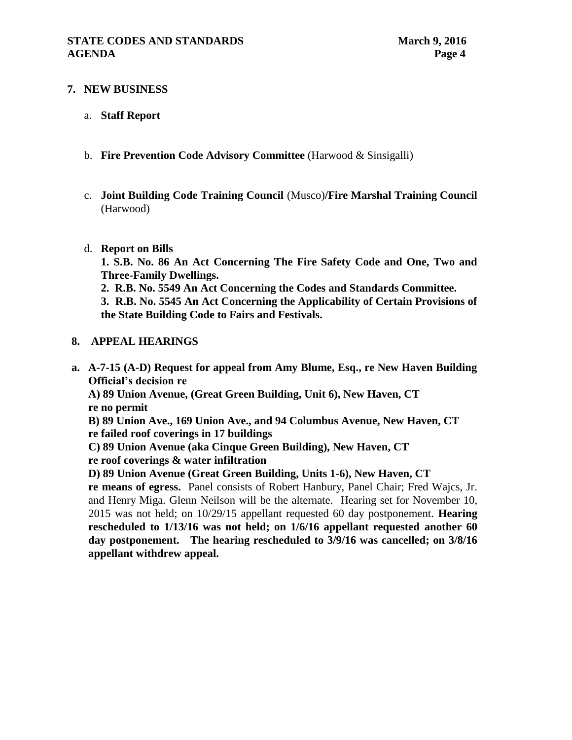## 7. NEW BUSINESS

a. **Staff Report**

b. **Fire Prevention Code Advisory Committee** (Harwood & Sinsigalli)

c. **Joint Building Code Training Council** (Musco)**/Fire Marshal Training Council** (Harwood)

d. **Report on Bills**

**1. S.B. No. 86 An Act Concerning The Fire Safety Code and One, Two and Three-Family Dwellings.**

**2. R.B. No. 5549 An Act Concerning the Codes and Standards Committee.**

**3. R.B. No. 5545 An Act Concerning the Applicability of Certain Provisions of the State Building Code to Fairs and Festivals.**

## 8. APPEAL HEARINGS

**a. A-7-15 (A-D) Request for appeal from Amy Blume, Esq., re New Haven Building Official's decision re**

**A) 89 Union Avenue, (Great Green Building, Unit 6), New Haven, CT re no permit**

**B) 89 Union Ave., 169 Union Ave., and 94 Columbus Avenue, New Haven, CT re failed roof coverings in 17 buildings**

**C) 89 Union Avenue (aka Cinque Green Building), New Haven, CT re roof coverings & water infiltration**

**D) 89 Union Avenue (Great Green Building, Units 1-6), New Haven, CT re means of egress.** Panel consists of Robert Hanbury, Panel Chair; Fred Wajcs, Jr. and Henry Miga. Glenn Neilson will be the alternate. Hearing set for November 10, 2015 was not held; on 10/29/15 appellant requested 60 day postponement. **Hearing rescheduled to 1/13/16 was not held; on 1/6/16 appellant requested another 60 day postponement. The hearing rescheduled to 3/9/16 was cancelled; on 3/8/16 appellant withdrew appeal.**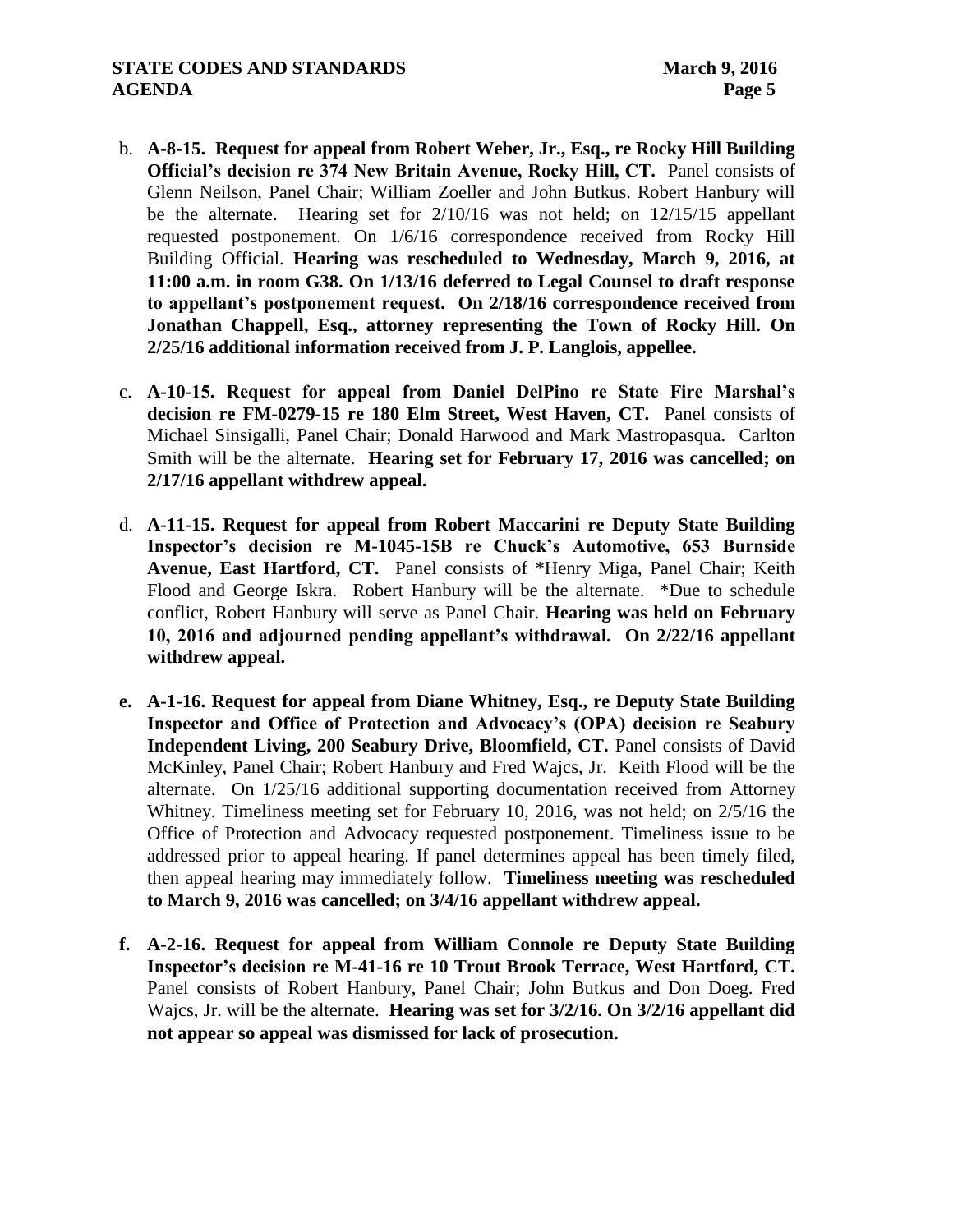b. **A-8-15. Request for appeal from Robert Weber, Jr., Esq., re Rocky Hill Building Official's decision re 374 New Britain Avenue, Rocky Hill, CT.** Panel consists of Glenn Neilson, Panel Chair; William Zoeller and John Butkus. Robert Hanbury will be the alternate. Hearing set for 2/10/16 was not held; on 12/15/15 appellant requested postponement. On 1/6/16 correspondence received from Rocky Hill Building Official. **Hearing was rescheduled to Wednesday, March 9, 2016, at 11:00 a.m. in room G38. On 1/13/16 deferred to Legal Counsel to draft response to appellant's postponement request. On 2/18/16 correspondence received from Jonathan Chappell, Esq., attorney representing the Town of Rocky Hill. On 2/25/16 additional information received from J. P. Langlois, appellee.**

c. **A-10-15. Request for appeal from Daniel DelPino re State Fire Marshal's decision re FM-0279-15 re 180 Elm Street, West Haven, CT.** Panel consists of Michael Sinsigalli, Panel Chair; Donald Harwood and Mark Mastropasqua. Carlton Smith will be the alternate. **Hearing set for February 17, 2016 was cancelled; on 2/17/16 appellant withdrew appeal.**

d. **A-11-15. Request for appeal from Robert Maccarini re Deputy State Building Inspector's decision re M-1045-15B re Chuck's Automotive, 653 Burnside Avenue, East Hartford, CT.** Panel consists of *Henry Miga, Panel Chair; Keith Flood and George Iskra. Robert Hanbury will be the alternate. *Due to schedule conflict, Robert Hanbury will serve as Panel Chair. **Hearing was held on February 10, 2016 and adjourned pending appellant's withdrawal. On 2/22/16 appellant withdrew appeal.**

**e. A-1-16. Request for appeal from Diane Whitney, Esq., re Deputy State Building Inspector and Office of Protection and Advocacy's (OPA) decision re Seabury Independent Living, 200 Seabury Drive, Bloomfield, CT.** Panel consists of David McKinley, Panel Chair; Robert Hanbury and Fred Wajcs, Jr. Keith Flood will be the alternate. On 1/25/16 additional supporting documentation received from Attorney Whitney. Timeliness meeting set for February 10, 2016, was not held; on 2/5/16 the Office of Protection and Advocacy requested postponement. Timeliness issue to be addressed prior to appeal hearing. If panel determines appeal has been timely filed, then appeal hearing may immediately follow. **Timeliness meeting was rescheduled to March 9, 2016 was cancelled; on 3/4/16 appellant withdrew appeal.**

**f. A-2-16. Request for appeal from William Connole re Deputy State Building Inspector's decision re M-41-16 re 10 Trout Brook Terrace, West Hartford, CT.** Panel consists of Robert Hanbury, Panel Chair; John Butkus and Don Doeg. Fred Wajcs, Jr. will be the alternate. **Hearing was set for 3/2/16. On 3/2/16 appellant did not appear so appeal was dismissed for lack of prosecution.**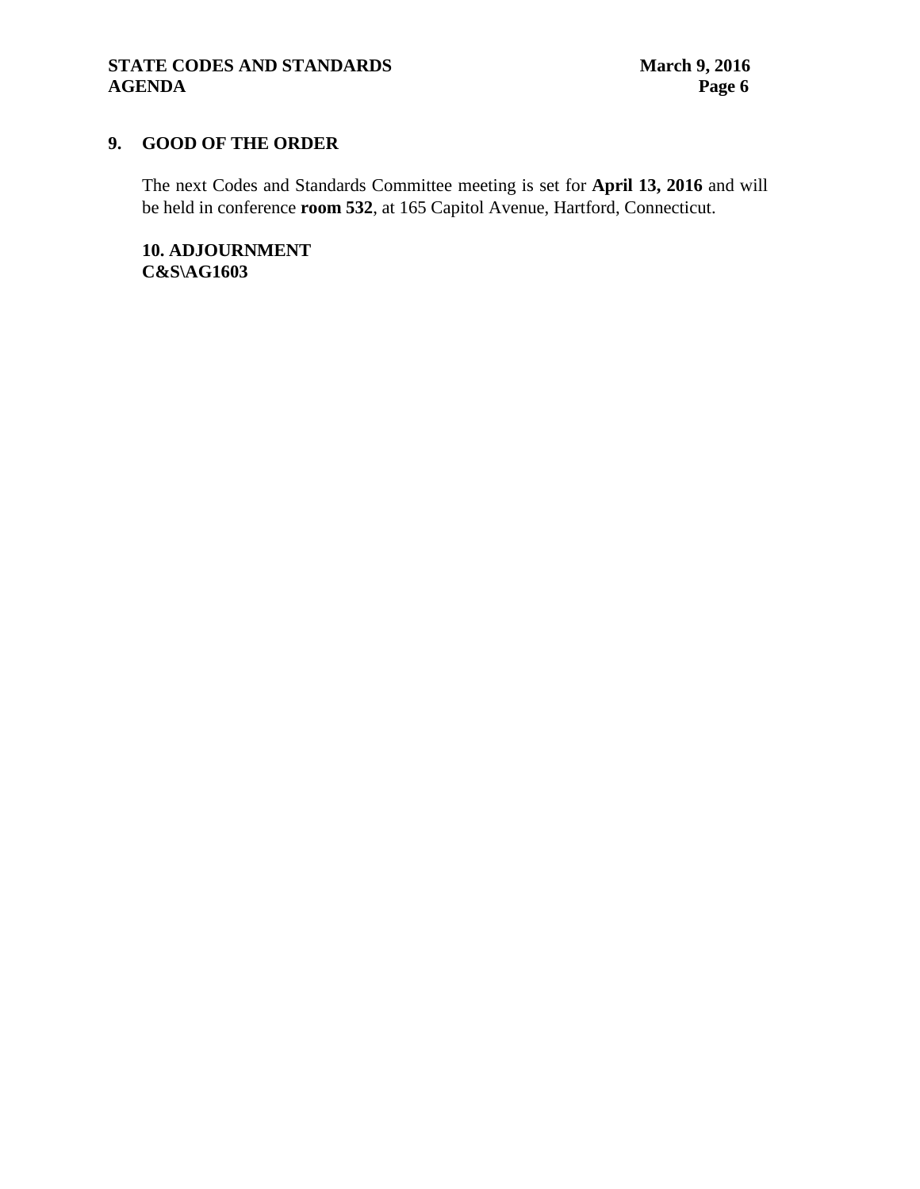## 9. GOOD OF THE ORDER

The next Codes and Standards Committee meeting is set for **April 13, 2016** and will be held in conference **room 532**, at 165 Capitol Avenue, Hartford, Connecticut.

## 10. ADJOURNMENT

**C&S\AG1603**